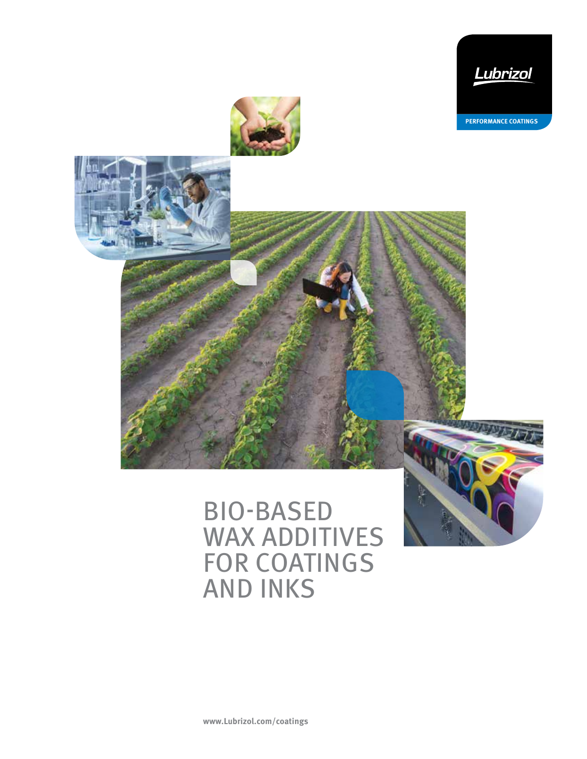Lubrizol

PERFORMANCE COATINGS

# BIO-BASED WAX ADDITIVES FOR COATINGS AND INKS

www.Lubrizol.com/coatings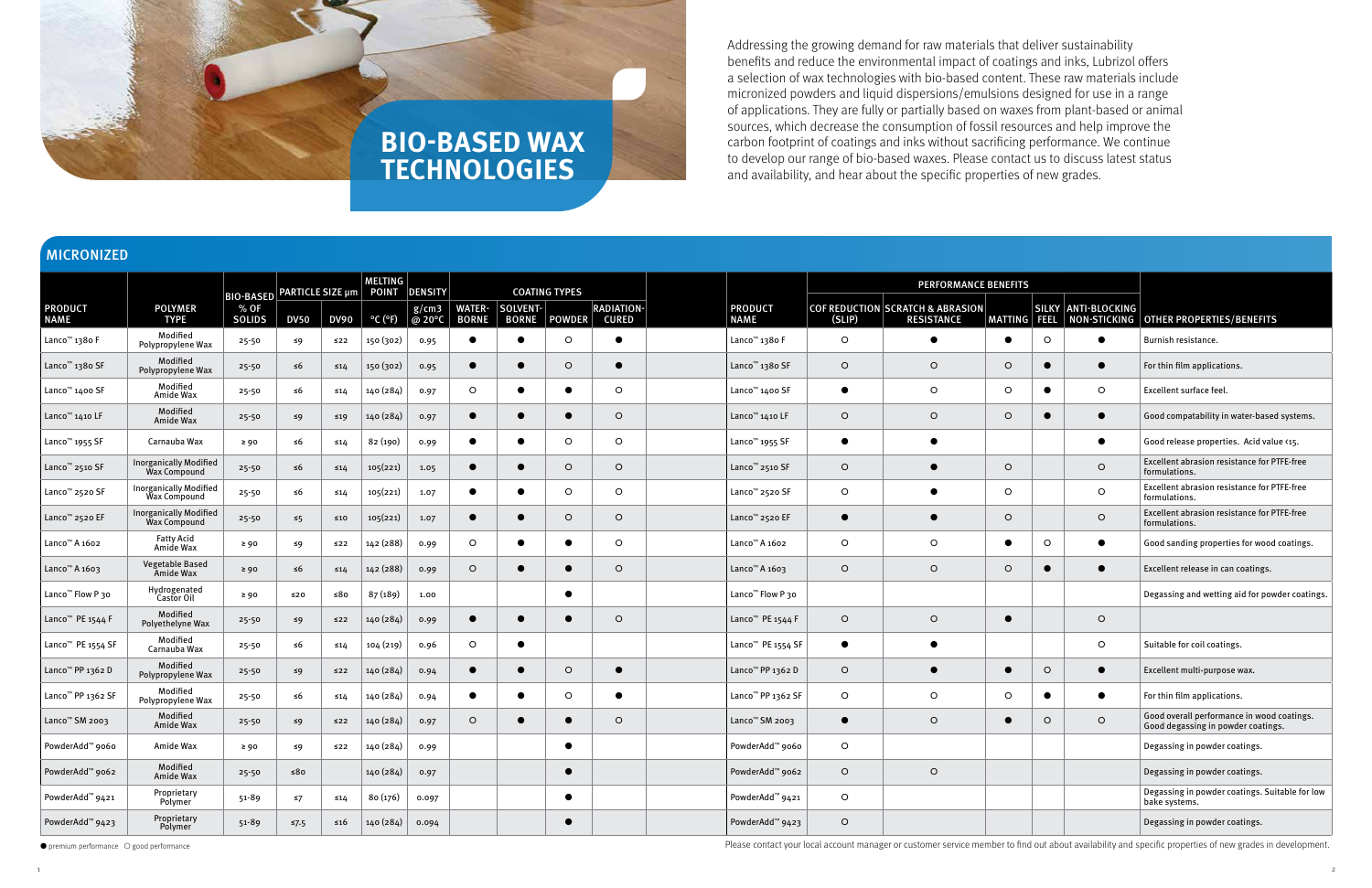# BIO-BASED WAX TECHNOLOGIES

Addressing the growing demand for raw materials that deliver sustainability benefits and reduce the environmental impact of coatings and inks, Lubrizol offers a selection of wax technologies with bio-based content. These raw materials include micronized powders and liquid dispersions/emulsions designed for use in a range of applications. They are fully or partially based on waxes from plant-based or animal sources, which decrease the consumption of fossil resources and help improve the carbon footprint of coatings and inks without sacrificing performance. We continue to develop our range of bio-based waxes. Please contact us to discuss latest status and availability, and hear about the specific properties of new grades.

## MICRONIZED

| PRODUCT NAME | POLYMER TYPE | BIO-BASED % OF SOLIDS | PARTICLE SIZE µm DV50 | PARTICLE SIZE µm DV90 | MELTING POINT °C (°F) | DENSITY g/cm3 @ 20°C | COATING TYPES WATER-BORNE | COATING TYPES SOLVENT-BORNE | COATING TYPES POWDER | COATING TYPES RADIATION-CURED | PERFORMANCE BENEFITS COF REDUCTION (SLIP) | PERFORMANCE BENEFITS SCRATCH & ABRASION RESISTANCE | PERFORMANCE BENEFITS MATTING | PERFORMANCE BENEFITS SILKY FEEL | PERFORMANCE BENEFITS ANTI-BLOCKING NON-STICKING | OTHER PROPERTIES/BENEFITS |
|---|---|---|---|---|---|---|---|---|---|---|---|---|---|---|---|---|
| Lanco™ 1380 F | Modified Polypropylene Wax | 25-50 | ≤9 | ≤22 | 150 (302) | 0.95 | ● | ● | ○ | ● | ○ | ● | ● | ○ | ● | Burnish resistance. |
| Lanco™ 1380 SF | Modified Polypropylene Wax | 25-50 | ≤6 | ≤14 | 150 (302) | 0.95 | ● | ● | ○ | ● | ○ | ○ | ○ | ● | ● | For thin film applications. |
| Lanco™ 1400 SF | Modified Amide Wax | 25-50 | ≤6 | ≤14 | 140 (284) | 0.97 | ○ | ● | ● | ○ | ● | ○ | ○ | ● | ○ | Excellent surface feel. |
| Lanco™ 1410 LF | Modified Amide Wax | 25-50 | ≤9 | ≤19 | 140 (284) | 0.97 | ● | ● | ● | ○ | ○ | ○ | ○ | ● | ● | Good compatability in water-based systems. |
| Lanco™ 1955 SF | Carnauba Wax | ≥ 90 | ≤6 | ≤14 | 82 (190) | 0.99 | ● | ● | ○ | ○ | ● | ● | | | ● | Good release properties. Acid value <15. |
| Lanco™ 2510 SF | Inorganically Modified Wax Compound | 25-50 | ≤6 | ≤14 | 105(221) | 1.05 | ● | ● | ○ | ○ | ○ | ● | ○ | | ○ | Excellent abrasion resistance for PTFE-free formulations. |
| Lanco™ 2520 SF | Inorganically Modified Wax Compound | 25-50 | ≤6 | ≤14 | 105(221) | 1.07 | ● | ● | ○ | ○ | ○ | ● | ○ | | ○ | Excellent abrasion resistance for PTFE-free formulations. |
| Lanco™ 2520 EF | Inorganically Modified Wax Compound | 25-50 | ≤5 | ≤10 | 105(221) | 1.07 | ● | ● | ○ | ○ | ● | ● | ○ | | ○ | Excellent abrasion resistance for PTFE-free formulations. |
| Lanco™ A 1602 | Fatty Acid Amide Wax | ≥ 90 | ≤9 | ≤22 | 142 (288) | 0.99 | ○ | ● | ● | ○ | ○ | ○ | ● | ○ | ● | Good sanding properties for wood coatings. |
| Lanco™ A 1603 | Vegetable Based Amide Wax | ≥ 90 | ≤6 | ≤14 | 142 (288) | 0.99 | ○ | ● | ● | ○ | ○ | ○ | ○ | ● | ● | Excellent release in can coatings. |
| Lanco™ Flow P 30 | Hydrogenated Castor Oil | ≥ 90 | ≤20 | ≤80 | 87 (189) | 1.00 | | | ● | | | | | | | Degassing and wetting aid for powder coatings. |
| Lanco™ PE 1544 F | Modified Polyethelyne Wax | 25-50 | ≤9 | ≤22 | 140 (284) | 0.99 | ● | ● | ● | ○ | ○ | ○ | ● | | ○ | |
| Lanco™ PE 1554 SF | Modified Carnauba Wax | 25-50 | ≤6 | ≤14 | 104 (219) | 0.96 | ○ | ● | | | ● | ● | | | ○ | Suitable for coil coatings. |
| Lanco™ PP 1362 D | Modified Polypropylene Wax | 25-50 | ≤9 | ≤22 | 140 (284) | 0.94 | ● | ● | ○ | ● | ○ | ● | ● | ○ | ● | Excellent multi-purpose wax. |
| Lanco™ PP 1362 SF | Modified Polypropylene Wax | 25-50 | ≤6 | ≤14 | 140 (284) | 0.94 | ● | ● | ○ | ● | ○ | ○ | ○ | ● | ● | For thin film applications. |
| Lanco™ SM 2003 | Modified Amide Wax | 25-50 | ≤9 | ≤22 | 140 (284) | 0.97 | ○ | ● | ● | ○ | ● | ○ | ● | ○ | ○ | Good overall performance in wood coatings. Good degassing in powder coatings. |
| PowderAdd™ 9060 | Amide Wax | ≥ 90 | ≤9 | ≤22 | 140 (284) | 0.99 | | | ● | | ○ | | | | | Degassing in powder coatings. |
| PowderAdd™ 9062 | Modified Amide Wax | 25-50 | ≤80 | | 140 (284) | 0.97 | | | ● | | ○ | ○ | | | | Degassing in powder coatings. |
| PowderAdd™ 9421 | Proprietary Polymer | 51-89 | ≤7 | ≤14 | 80 (176) | 0.097 | | | ● | | ○ | | | | | Degassing in powder coatings. Suitable for low bake systems. |
| PowderAdd™ 9423 | Proprietary Polymer | 51-89 | ≤7.5 | ≤16 | 140 (284) | 0.094 | | | ● | | ○ | | | | | Degassing in powder coatings. |

● premium performance ○ good performance

Please contact your local account manager or customer service member to find out about availability and specific properties of new grades in development.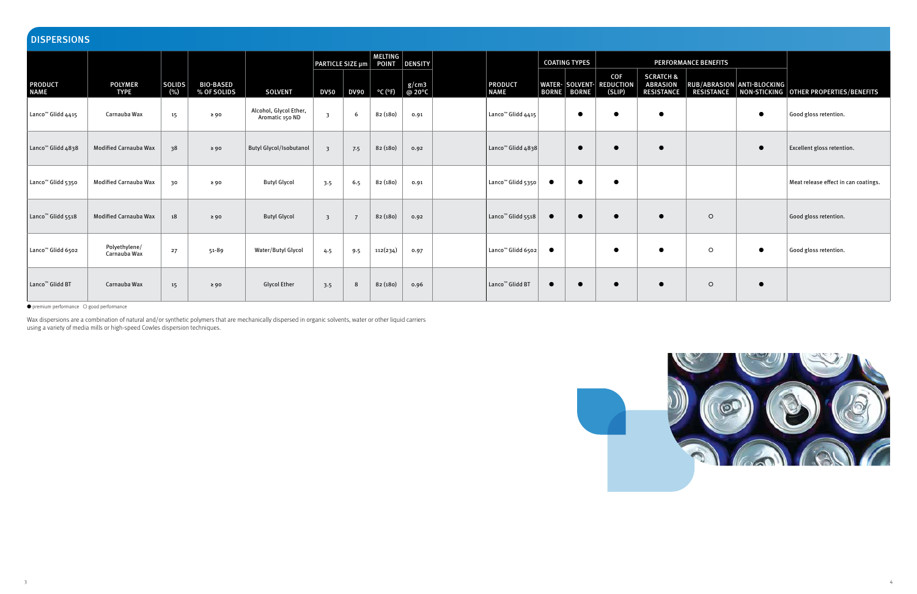## DISPERSIONS

| PRODUCT NAME | POLYMER TYPE | SOLIDS (%) | BIO-BASED % OF SOLIDS | SOLVENT | PARTICLE SIZE µm | | MELTING POINT | DENSITY |
|---|---|---|---|---|---|---|---|---|
| | | | | | DV50 | DV90 | °C (°F) | g/cm3 @ 20°C |
| Lanco™ Glidd 4415 | Carnauba Wax | 15 | ≥ 90 | Alcohol, Glycol Ether, Aromatic 150 ND | 3 | 6 | 82 (180) | 0.91 |
| Lanco™ Glidd 4838 | Modified Carnauba Wax | 38 | ≥ 90 | Butyl Glycol/Isobutanol | 3 | 7.5 | 82 (180) | 0.92 |
| Lanco™ Glidd 5350 | Modified Carnauba Wax | 30 | ≥ 90 | Butyl Glycol | 3.5 | 6.5 | 82 (180) | 0.91 |
| Lanco™ Glidd 5518 | Modified Carnauba Wax | 18 | ≥ 90 | Butyl Glycol | 3 | 7 | 82 (180) | 0.92 |
| Lanco™ Glidd 6502 | Polyethylene/ Carnauba Wax | 27 | 51-89 | Water/Butyl Glycol | 4.5 | 9.5 | 112(234) | 0.97 |
| Lanco™ Glidd BT | Carnauba Wax | 15 | ≥ 90 | Glycol Ether | 3.5 | 8 | 82 (180) | 0.96 |

| PRODUCT NAME | COATING TYPES | | PERFORMANCE BENEFITS | | | | OTHER PROPERTIES/BENEFITS |
|---|---|---|---|---|---|---|---|
| | WATER-BORNE | SOLVENT-BORNE | COF REDUCTION (SLIP) | SCRATCH & ABRASION RESISTANCE | RUB/ABRASION RESISTANCE | ANTI-BLOCKING NON-STICKING | |
| Lanco™ Glidd 4415 | | ● | ● | ● | | ● | Good gloss retention. |
| Lanco™ Glidd 4838 | | ● | ● | ● | | ● | Excellent gloss retention. |
| Lanco™ Glidd 5350 | ● | ● | ● | | | | Meat release effect in can coatings. |
| Lanco™ Glidd 5518 | ● | ● | ● | ● | ○ | | Good gloss retention. |
| Lanco™ Glidd 6502 | ● | | ● | ● | ○ | ● | Good gloss retention. |
| Lanco™ Glidd BT | ● | ● | ● | ● | ○ | ● | |

● premium performance ○ good performance

Wax dispersions are a combination of natural and/or synthetic polymers that are mechanically dispersed in organic solvents, water or other liquid carriers using a variety of media mills or high-speed Cowles dispersion techniques.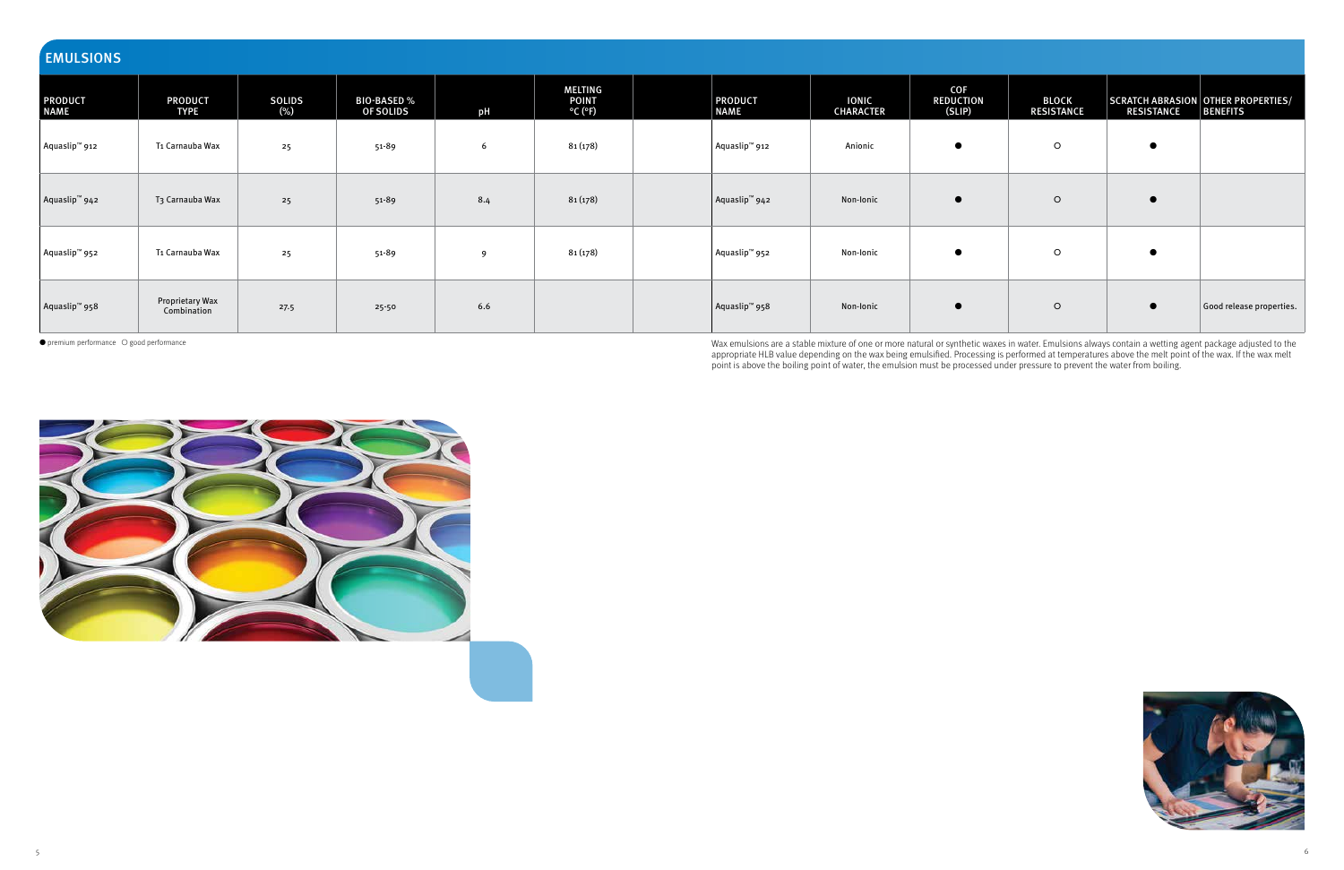## EMULSIONS

| PRODUCT NAME | PRODUCT TYPE | SOLIDS (%) | BIO-BASED % OF SOLIDS | pH | MELTING POINT °C (°F) |
|---|---|---|---|---|---|
| Aquaslip™ 912 | T1 Carnauba Wax | 25 | 51-89 | 6 | 81 (178) |
| Aquaslip™ 942 | T3 Carnauba Wax | 25 | 51-89 | 8.4 | 81 (178) |
| Aquaslip™ 952 | T1 Carnauba Wax | 25 | 51-89 | 9 | 81 (178) |
| Aquaslip™ 958 | Proprietary Wax Combination | 27.5 | 25-50 | 6.6 | |

● premium performance ○ good performance

| PRODUCT NAME | IONIC CHARACTER | COF REDUCTION (SLIP) | BLOCK RESISTANCE | SCRATCH ABRASION RESISTANCE | OTHER PROPERTIES/ BENEFITS |
|---|---|---|---|---|---|
| Aquaslip™ 912 | Anionic | ● | ○ | ● | |
| Aquaslip™ 942 | Non-Ionic | ● | ○ | ● | |
| Aquaslip™ 952 | Non-Ionic | ● | ○ | ● | |
| Aquaslip™ 958 | Non-Ionic | ● | ○ | ● | Good release properties. |

Wax emulsions are a stable mixture of one or more natural or synthetic waxes in water. Emulsions always contain a wetting agent package adjusted to the appropriate HLB value depending on the wax being emulsified. Processing is performed at temperatures above the melt point of the wax. If the wax melt point is above the boiling point of water, the emulsion must be processed under pressure to prevent the water from boiling.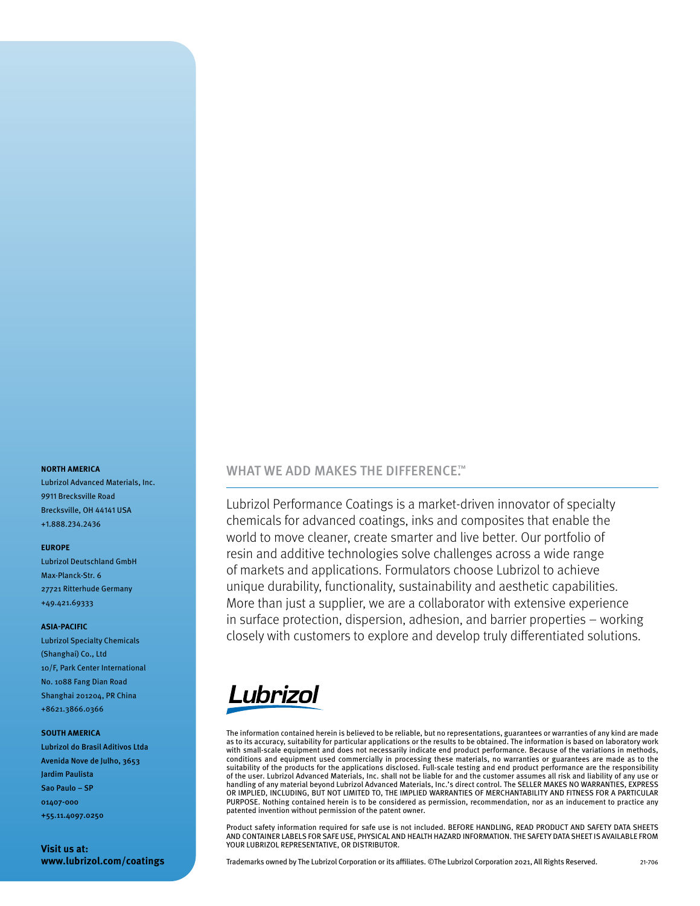**NORTH AMERICA**
Lubrizol Advanced Materials, Inc.
9911 Brecksville Road
Brecksville, OH 44141 USA
+1.888.234.2436

**EUROPE**
Lubrizol Deutschland GmbH
Max-Planck-Str. 6
27721 Ritterhude Germany
+49.421.69333

**ASIA-PACIFIC**
Lubrizol Specialty Chemicals (Shanghai) Co., Ltd
10/F, Park Center International
No. 1088 Fang Dian Road
Shanghai 201204, PR China
+8621.3866.0366

**SOUTH AMERICA**
Lubrizol do Brasil Aditivos Ltda
Avenida Nove de Julho, 3653
Jardim Paulista
Sao Paulo – SP
01407-000
+55.11.4097.0250

**Visit us at:**
**www.lubrizol.com/coatings**

## WHAT WE ADD MAKES THE DIFFERENCE.™

Lubrizol Performance Coatings is a market-driven innovator of specialty chemicals for advanced coatings, inks and composites that enable the world to move cleaner, create smarter and live better. Our portfolio of resin and additive technologies solve challenges across a wide range of markets and applications. Formulators choose Lubrizol to achieve unique durability, functionality, sustainability and aesthetic capabilities. More than just a supplier, we are a collaborator with extensive experience in surface protection, dispersion, adhesion, and barrier properties – working closely with customers to explore and develop truly differentiated solutions.

Lubrizol

The information contained herein is believed to be reliable, but no representations, guarantees or warranties of any kind are made as to its accuracy, suitability for particular applications or the results to be obtained. The information is based on laboratory work with small-scale equipment and does not necessarily indicate end product performance. Because of the variations in methods, conditions and equipment used commercially in processing these materials, no warranties or guarantees are made as to the suitability of the products for the applications disclosed. Full-scale testing and end product performance are the responsibility of the user. Lubrizol Advanced Materials, Inc. shall not be liable for and the customer assumes all risk and liability of any use or handling of any material beyond Lubrizol Advanced Materials, Inc.'s direct control. The SELLER MAKES NO WARRANTIES, EXPRESS OR IMPLIED, INCLUDING, BUT NOT LIMITED TO, THE IMPLIED WARRANTIES OF MERCHANTABILITY AND FITNESS FOR A PARTICULAR PURPOSE. Nothing contained herein is to be considered as permission, recommendation, nor as an inducement to practice any patented invention without permission of the patent owner.

Product safety information required for safe use is not included. BEFORE HANDLING, READ PRODUCT AND SAFETY DATA SHEETS AND CONTAINER LABELS FOR SAFE USE, PHYSICAL AND HEALTH HAZARD INFORMATION. THE SAFETY DATA SHEET IS AVAILABLE FROM YOUR LUBRIZOL REPRESENTATIVE, OR DISTRIBUTOR.

Trademarks owned by The Lubrizol Corporation or its affiliates. ©The Lubrizol Corporation 2021, All Rights Reserved. 21-706